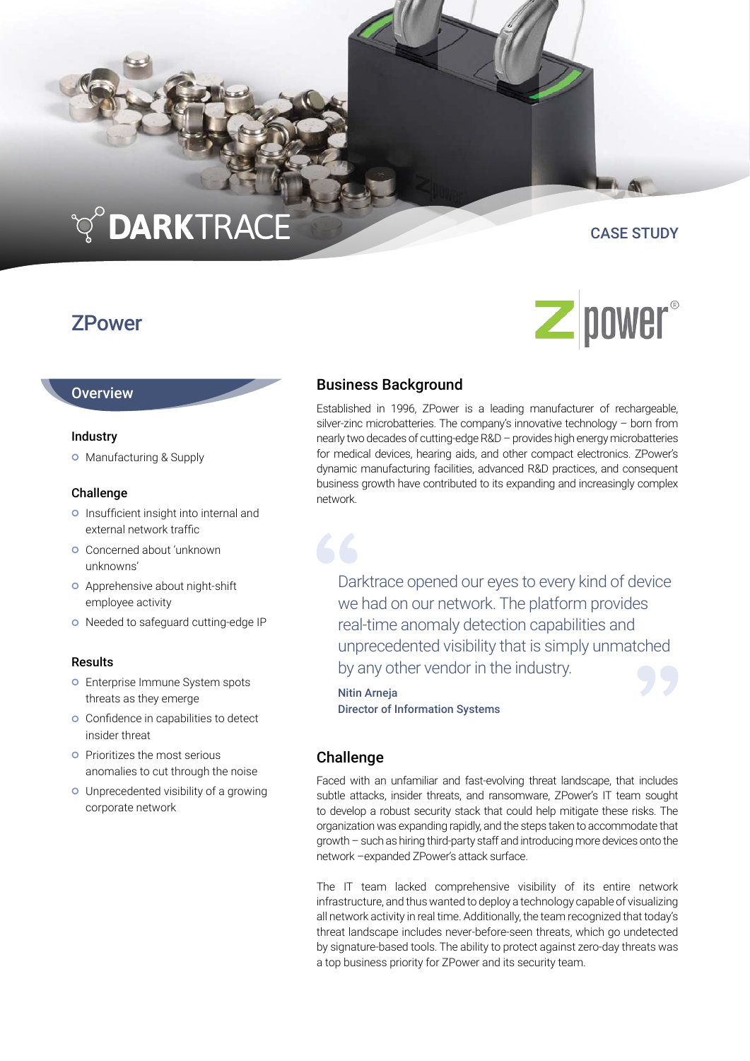DARKTRACE

CASE STUDY

# ZPower

## Overview

### Industry

- Manufacturing & Supply

### Challenge

- Insufficient insight into internal and external network traffic
- Concerned about 'unknown unknowns'
- Apprehensive about night-shift employee activity
- Needed to safeguard cutting-edge IP

### Results

- Enterprise Immune System spots threats as they emerge
- Confidence in capabilities to detect insider threat
- Prioritizes the most serious anomalies to cut through the noise
- Unprecedented visibility of a growing corporate network

## Business Background

Established in 1996, ZPower is a leading manufacturer of rechargeable, silver-zinc microbatteries. The company's innovative technology – born from nearly two decades of cutting-edge R&D – provides high energy microbatteries for medical devices, hearing aids, and other compact electronics. ZPower's dynamic manufacturing facilities, advanced R&D practices, and consequent business growth have contributed to its expanding and increasingly complex network.

> Darktrace opened our eyes to every kind of device we had on our network. The platform provides real-time anomaly detection capabilities and unprecedented visibility that is simply unmatched by any other vendor in the industry.
>
> **Nitin Arneja**
> **Director of Information Systems**

## Challenge

Faced with an unfamiliar and fast-evolving threat landscape, that includes subtle attacks, insider threats, and ransomware, ZPower's IT team sought to develop a robust security stack that could help mitigate these risks. The organization was expanding rapidly, and the steps taken to accommodate that growth – such as hiring third-party staff and introducing more devices onto the network –expanded ZPower's attack surface.

The IT team lacked comprehensive visibility of its entire network infrastructure, and thus wanted to deploy a technology capable of visualizing all network activity in real time. Additionally, the team recognized that today's threat landscape includes never-before-seen threats, which go undetected by signature-based tools. The ability to protect against zero-day threats was a top business priority for ZPower and its security team.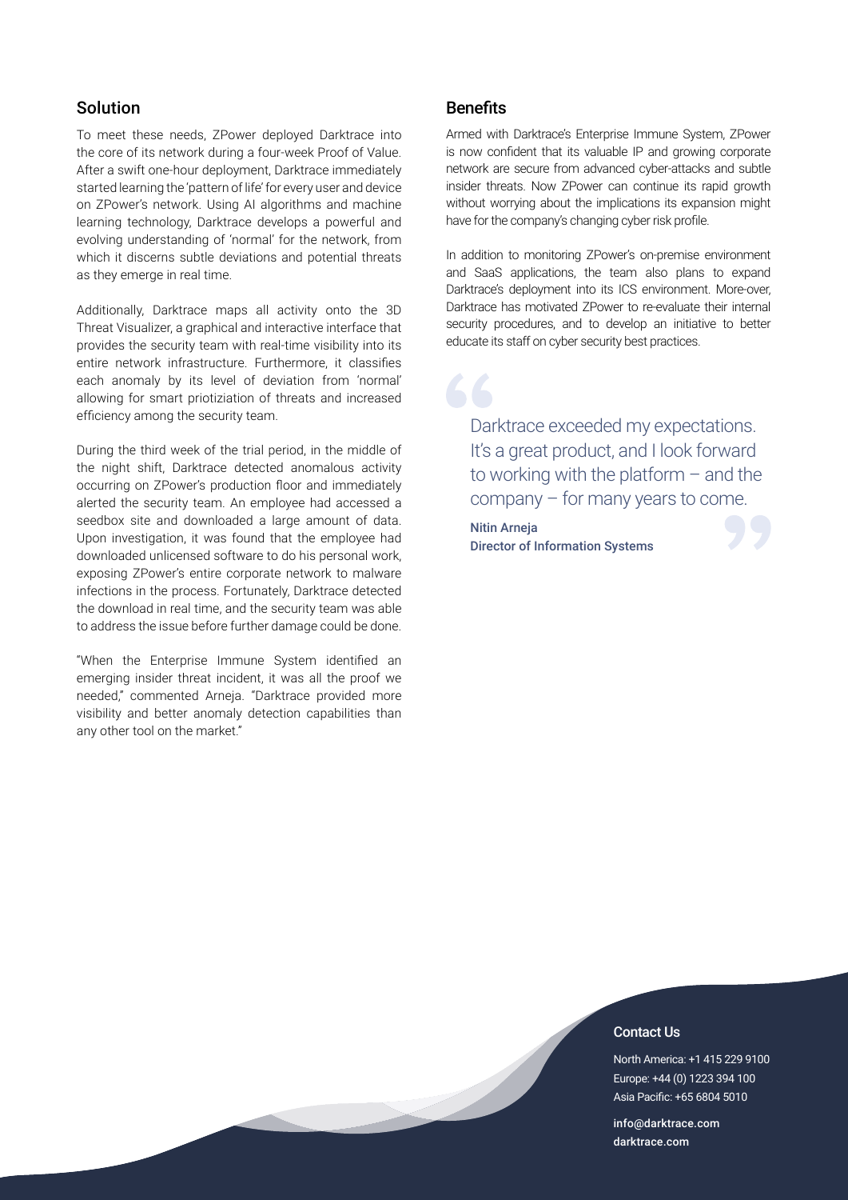## Solution

To meet these needs, ZPower deployed Darktrace into the core of its network during a four-week Proof of Value. After a swift one-hour deployment, Darktrace immediately started learning the 'pattern of life' for every user and device on ZPower's network. Using AI algorithms and machine learning technology, Darktrace develops a powerful and evolving understanding of 'normal' for the network, from which it discerns subtle deviations and potential threats as they emerge in real time.

Additionally, Darktrace maps all activity onto the 3D Threat Visualizer, a graphical and interactive interface that provides the security team with real-time visibility into its entire network infrastructure. Furthermore, it classifies each anomaly by its level of deviation from 'normal' allowing for smart priotiziation of threats and increased efficiency among the security team.

During the third week of the trial period, in the middle of the night shift, Darktrace detected anomalous activity occurring on ZPower's production floor and immediately alerted the security team. An employee had accessed a seedbox site and downloaded a large amount of data. Upon investigation, it was found that the employee had downloaded unlicensed software to do his personal work, exposing ZPower's entire corporate network to malware infections in the process. Fortunately, Darktrace detected the download in real time, and the security team was able to address the issue before further damage could be done.

"When the Enterprise Immune System identified an emerging insider threat incident, it was all the proof we needed," commented Arneja. "Darktrace provided more visibility and better anomaly detection capabilities than any other tool on the market."

## Benefits

Armed with Darktrace's Enterprise Immune System, ZPower is now confident that its valuable IP and growing corporate network are secure from advanced cyber-attacks and subtle insider threats. Now ZPower can continue its rapid growth without worrying about the implications its expansion might have for the company's changing cyber risk profile.

In addition to monitoring ZPower's on-premise environment and SaaS applications, the team also plans to expand Darktrace's deployment into its ICS environment. More-over, Darktrace has motivated ZPower to re-evaluate their internal security procedures, and to develop an initiative to better educate its staff on cyber security best practices.

> Darktrace exceeded my expectations. It's a great product, and I look forward to working with the platform – and the company – for many years to come.
>
> **Nitin Arneja**
> **Director of Information Systems**

### Contact Us

North America: +1 415 229 9100
Europe: +44 (0) 1223 394 100
Asia Pacific: +65 6804 5010

info@darktrace.com
darktrace.com